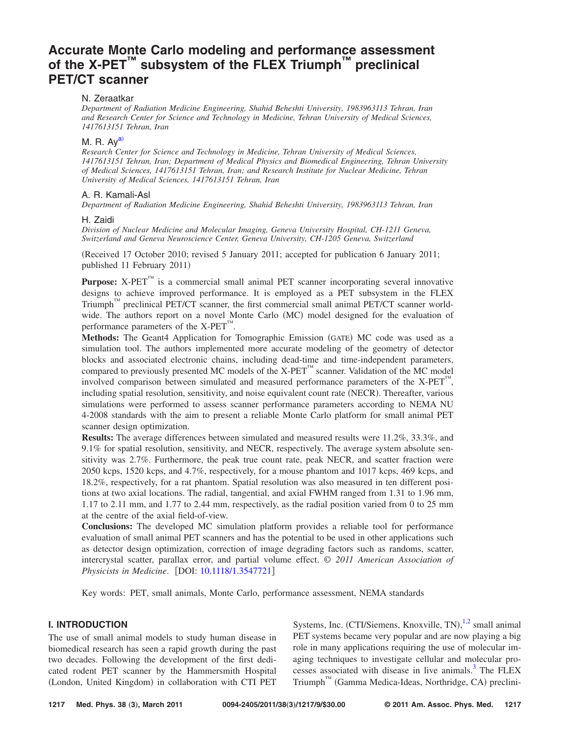# Accurate Monte Carlo modeling and performance assessment of the X-PET™ subsystem of the FLEX Triumph™ preclinical PET/CT scanner

N. Zeraatkar

*Department of Radiation Medicine Engineering, Shahid Beheshti University, 1983963113 Tehran, Iran and Research Center for Science and Technology in Medicine, Tehran University of Medical Sciences, 1417613151 Tehran, Iran*

M. R. Ay[a)]

*Research Center for Science and Technology in Medicine, Tehran University of Medical Sciences, 1417613151 Tehran, Iran; Department of Medical Physics and Biomedical Engineering, Tehran University of Medical Sciences, 1417613151 Tehran, Iran; and Research Institute for Nuclear Medicine, Tehran University of Medical Sciences, 1417613151 Tehran, Iran*

A. R. Kamali-Asl

*Department of Radiation Medicine Engineering, Shahid Beheshti University, 1983963113 Tehran, Iran*

H. Zaidi

*Division of Nuclear Medicine and Molecular Imaging, Geneva University Hospital, CH-1211 Geneva, Switzerland and Geneva Neuroscience Center, Geneva University, CH-1205 Geneva, Switzerland*

(Received 17 October 2010; revised 5 January 2011; accepted for publication 6 January 2011; published 11 February 2011)

**Purpose:** X-PET™ is a commercial small animal PET scanner incorporating several innovative designs to achieve improved performance. It is employed as a PET subsystem in the FLEX Triumph™ preclinical PET/CT scanner, the first commercial small animal PET/CT scanner worldwide. The authors report on a novel Monte Carlo (MC) model designed for the evaluation of performance parameters of the X-PET™.

**Methods:** The Geant4 Application for Tomographic Emission (GATE) MC code was used as a simulation tool. The authors implemented more accurate modeling of the geometry of detector blocks and associated electronic chains, including dead-time and time-independent parameters, compared to previously presented MC models of the X-PET™ scanner. Validation of the MC model involved comparison between simulated and measured performance parameters of the X-PET™, including spatial resolution, sensitivity, and noise equivalent count rate (NECR). Thereafter, various simulations were performed to assess scanner performance parameters according to NEMA NU 4-2008 standards with the aim to present a reliable Monte Carlo platform for small animal PET scanner design optimization.

**Results:** The average differences between simulated and measured results were 11.2%, 33.3%, and 9.1% for spatial resolution, sensitivity, and NECR, respectively. The average system absolute sensitivity was 2.7%. Furthermore, the peak true count rate, peak NECR, and scatter fraction were 2050 kcps, 1520 kcps, and 4.7%, respectively, for a mouse phantom and 1017 kcps, 469 kcps, and 18.2%, respectively, for a rat phantom. Spatial resolution was also measured in ten different positions at two axial locations. The radial, tangential, and axial FWHM ranged from 1.31 to 1.96 mm, 1.17 to 2.11 mm, and 1.77 to 2.44 mm, respectively, as the radial position varied from 0 to 25 mm at the centre of the axial field-of-view.

**Conclusions:** The developed MC simulation platform provides a reliable tool for performance evaluation of small animal PET scanners and has the potential to be used in other applications such as detector design optimization, correction of image degrading factors such as randoms, scatter, intercrystal scatter, parallax error, and partial volume effect. © *2011 American Association of Physicists in Medicine*. [DOI: 10.1118/1.3547721]

Key words: PET, small animals, Monte Carlo, performance assessment, NEMA standards

## I. INTRODUCTION

The use of small animal models to study human disease in biomedical research has seen a rapid growth during the past two decades. Following the development of the first dedicated rodent PET scanner by the Hammersmith Hospital (London, United Kingdom) in collaboration with CTI PET Systems, Inc. (CTI/Siemens, Knoxville, TN),[1,2] small animal PET systems became very popular and are now playing a big role in many applications requiring the use of molecular imaging techniques to investigate cellular and molecular processes associated with disease in live animals.[3] The FLEX Triumph™ (Gamma Medica-Ideas, Northridge, CA) preclini-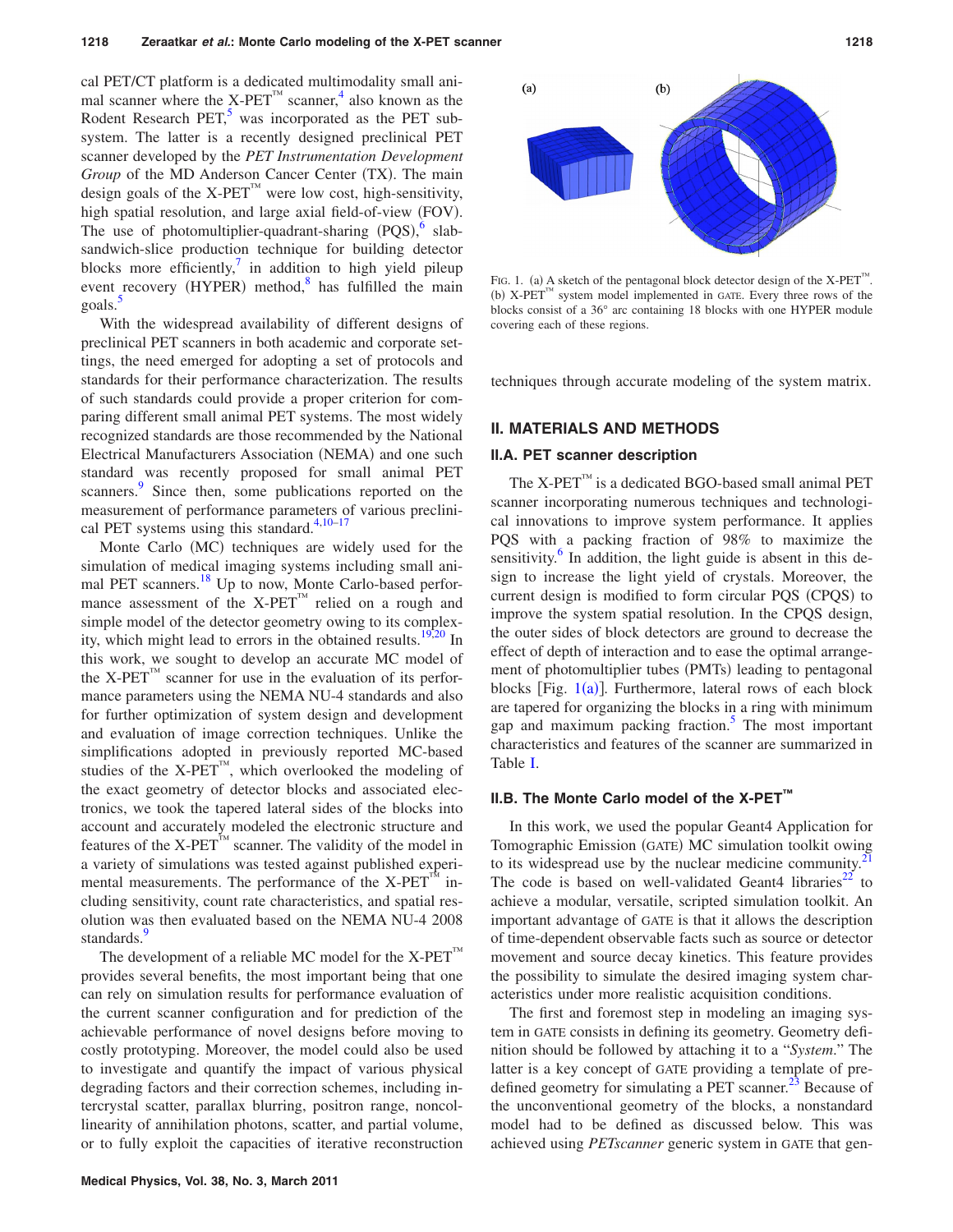cal PET/CT platform is a dedicated multimodality small animal scanner where the X-PET™ scanner,[4] also known as the Rodent Research PET,[5] was incorporated as the PET subsystem. The latter is a recently designed preclinical PET scanner developed by the *PET Instrumentation Development Group* of the MD Anderson Cancer Center (TX). The main design goals of the X-PET™ were low cost, high-sensitivity, high spatial resolution, and large axial field-of-view (FOV). The use of photomultiplier-quadrant-sharing (PQS),[6] slab-sandwich-slice production technique for building detector blocks more efficiently,[7] in addition to high yield pileup event recovery (HYPER) method,[8] has fulfilled the main goals.[5]

With the widespread availability of different designs of preclinical PET scanners in both academic and corporate settings, the need emerged for adopting a set of protocols and standards for their performance characterization. The results of such standards could provide a proper criterion for comparing different small animal PET systems. The most widely recognized standards are those recommended by the National Electrical Manufacturers Association (NEMA) and one such standard was recently proposed for small animal PET scanners.[9] Since then, some publications reported on the measurement of performance parameters of various preclinical PET systems using this standard.[4,10–17]

Monte Carlo (MC) techniques are widely used for the simulation of medical imaging systems including small animal PET scanners.[18] Up to now, Monte Carlo-based performance assessment of the X-PET™ relied on a rough and simple model of the detector geometry owing to its complexity, which might lead to errors in the obtained results.[19,20] In this work, we sought to develop an accurate MC model of the X-PET™ scanner for use in the evaluation of its performance parameters using the NEMA NU-4 standards and also for further optimization of system design and development and evaluation of image correction techniques. Unlike the simplifications adopted in previously reported MC-based studies of the X-PET™, which overlooked the modeling of the exact geometry of detector blocks and associated electronics, we took the tapered lateral sides of the blocks into account and accurately modeled the electronic structure and features of the X-PET™ scanner. The validity of the model in a variety of simulations was tested against published experimental measurements. The performance of the X-PET™ including sensitivity, count rate characteristics, and spatial resolution was then evaluated based on the NEMA NU-4 2008 standards.[9]

The development of a reliable MC model for the X-PET™ provides several benefits, the most important being that one can rely on simulation results for performance evaluation of the current scanner configuration and for prediction of the achievable performance of novel designs before moving to costly prototyping. Moreover, the model could also be used to investigate and quantify the impact of various physical degrading factors and their correction schemes, including intercrystal scatter, parallax blurring, positron range, noncollinearity of annihilation photons, scatter, and partial volume, or to fully exploit the capacities of iterative reconstruction techniques through accurate modeling of the system matrix.

FIG. 1. (a) A sketch of the pentagonal block detector design of the X-PET™. (b) X-PET™ system model implemented in GATE. Every three rows of the blocks consist of a 36° arc containing 18 blocks with one HYPER module covering each of these regions.

## II. MATERIALS AND METHODS

### II.A. PET scanner description

The X-PET™ is a dedicated BGO-based small animal PET scanner incorporating numerous techniques and technological innovations to improve system performance. It applies PQS with a packing fraction of 98% to maximize the sensitivity.[6] In addition, the light guide is absent in this design to increase the light yield of crystals. Moreover, the current design is modified to form circular PQS (CPQS) to improve the system spatial resolution. In the CPQS design, the outer sides of block detectors are ground to decrease the effect of depth of interaction and to ease the optimal arrangement of photomultiplier tubes (PMTs) leading to pentagonal blocks [Fig. 1(a)]. Furthermore, lateral rows of each block are tapered for organizing the blocks in a ring with minimum gap and maximum packing fraction.[5] The most important characteristics and features of the scanner are summarized in Table I.

### II.B. The Monte Carlo model of the X-PET™

In this work, we used the popular Geant4 Application for Tomographic Emission (GATE) MC simulation toolkit owing to its widespread use by the nuclear medicine community.[21] The code is based on well-validated Geant4 libraries[22] to achieve a modular, versatile, scripted simulation toolkit. An important advantage of GATE is that it allows the description of time-dependent observable facts such as source or detector movement and source decay kinetics. This feature provides the possibility to simulate the desired imaging system characteristics under more realistic acquisition conditions.

The first and foremost step in modeling an imaging system in GATE consists in defining its geometry. Geometry definition should be followed by attaching it to a "*System*." The latter is a key concept of GATE providing a template of predefined geometry for simulating a PET scanner.[23] Because of the unconventional geometry of the blocks, a nonstandard model had to be defined as discussed below. This was achieved using *PETscanner* generic system in GATE that gen-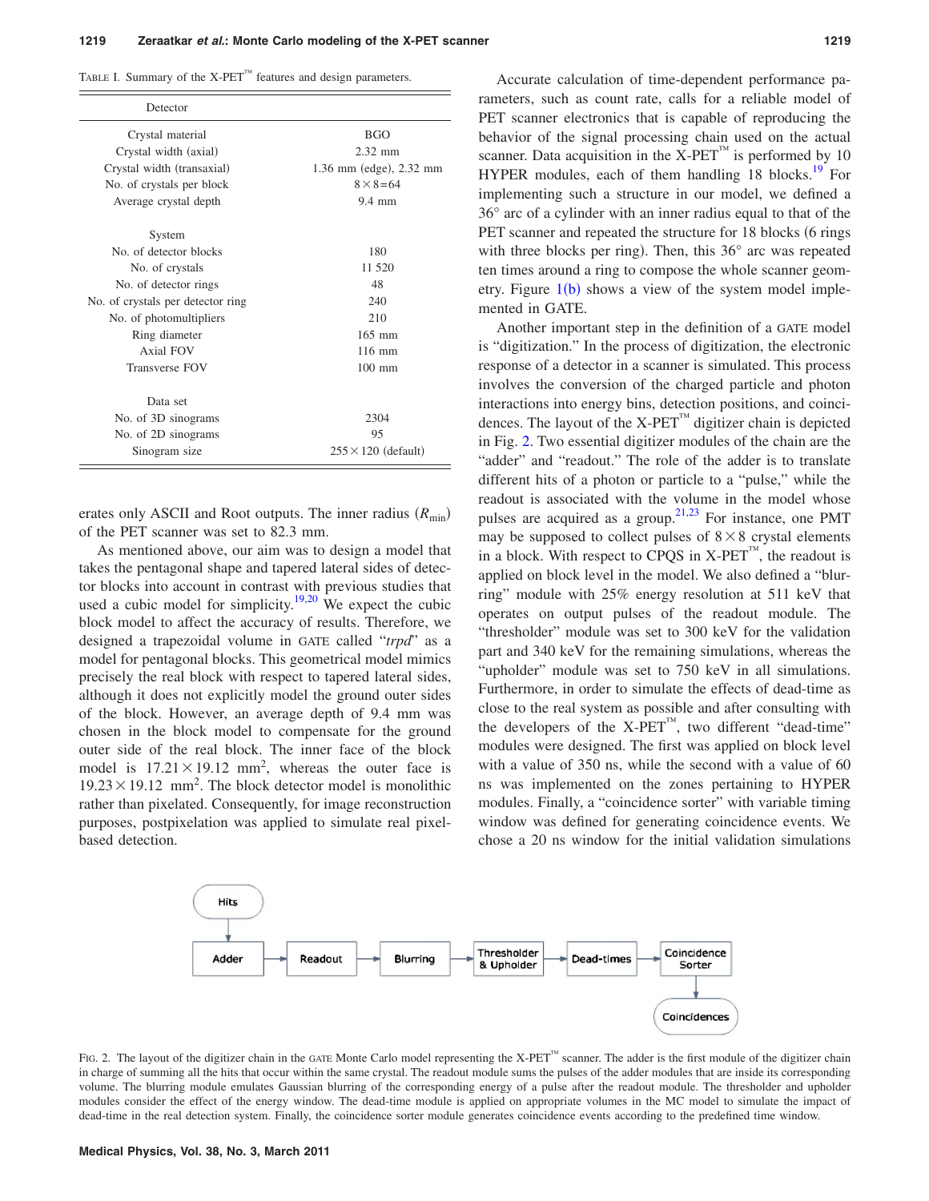TABLE I. Summary of the X-PET™ features and design parameters.

| Detector | |
|---|---|
| Crystal material | BGO |
| Crystal width (axial) | 2.32 mm |
| Crystal width (transaxial) | 1.36 mm (edge), 2.32 mm |
| No. of crystals per block | $8\times 8=64$ |
| Average crystal depth | 9.4 mm |
| System | |
| No. of detector blocks | 180 |
| No. of crystals | 11 520 |
| No. of detector rings | 48 |
| No. of crystals per detector ring | 240 |
| No. of photomultipliers | 210 |
| Ring diameter | 165 mm |
| Axial FOV | 116 mm |
| Transverse FOV | 100 mm |
| Data set | |
| No. of 3D sinograms | 2304 |
| No. of 2D sinograms | 95 |
| Sinogram size | $255\times 120$ (default) |

erates only ASCII and Root outputs. The inner radius ($R_{\min}$) of the PET scanner was set to 82.3 mm.

As mentioned above, our aim was to design a model that takes the pentagonal shape and tapered lateral sides of detector blocks into account in contrast with previous studies that used a cubic model for simplicity.[19,20] We expect the cubic block model to affect the accuracy of results. Therefore, we designed a trapezoidal volume in GATE called "*trpd*" as a model for pentagonal blocks. This geometrical model mimics precisely the real block with respect to tapered lateral sides, although it does not explicitly model the ground outer sides of the block. However, an average depth of 9.4 mm was chosen in the block model to compensate for the ground outer side of the real block. The inner face of the block model is $17.21\times 19.12$ mm$^2$, whereas the outer face is $19.23\times 19.12$ mm$^2$. The block detector model is monolithic rather than pixelated. Consequently, for image reconstruction purposes, postpixelation was applied to simulate real pixel-based detection.

Accurate calculation of time-dependent performance parameters, such as count rate, calls for a reliable model of PET scanner electronics that is capable of reproducing the behavior of the signal processing chain used on the actual scanner. Data acquisition in the X-PET™ is performed by 10 HYPER modules, each of them handling 18 blocks.[19] For implementing such a structure in our model, we defined a 36° arc of a cylinder with an inner radius equal to that of the PET scanner and repeated the structure for 18 blocks (6 rings with three blocks per ring). Then, this 36° arc was repeated ten times around a ring to compose the whole scanner geometry. Figure 1(b) shows a view of the system model implemented in GATE.

Another important step in the definition of a GATE model is "digitization." In the process of digitization, the electronic response of a detector in a scanner is simulated. This process involves the conversion of the charged particle and photon interactions into energy bins, detection positions, and coincidences. The layout of the X-PET™ digitizer chain is depicted in Fig. 2. Two essential digitizer modules of the chain are the "adder" and "readout." The role of the adder is to translate different hits of a photon or particle to a "pulse," while the readout is associated with the volume in the model whose pulses are acquired as a group.[21,23] For instance, one PMT may be supposed to collect pulses of $8\times 8$ crystal elements in a block. With respect to CPQS in X-PET™, the readout is applied on block level in the model. We also defined a "blurring" module with 25% energy resolution at 511 keV that operates on output pulses of the readout module. The "thresholder" module was set to 300 keV for the validation part and 340 keV for the remaining simulations, whereas the "upholder" module was set to 750 keV in all simulations. Furthermore, in order to simulate the effects of dead-time as close to the real system as possible and after consulting with the developers of the X-PET™, two different "dead-time" modules were designed. The first was applied on block level with a value of 350 ns, while the second with a value of 60 ns was implemented on the zones pertaining to HYPER modules. Finally, a "coincidence sorter" with variable timing window was defined for generating coincidence events. We chose a 20 ns window for the initial validation simulations

Hits → Adder → Readout → Blurring → Thresholder & Upholder → Dead-times → Coincidence Sorter → Coincidences

FIG. 2. The layout of the digitizer chain in the GATE Monte Carlo model representing the X-PET™ scanner. The adder is the first module of the digitizer chain in charge of summing all the hits that occur within the same crystal. The readout module sums the pulses of the adder modules that are inside its corresponding volume. The blurring module emulates Gaussian blurring of the corresponding energy of a pulse after the readout module. The thresholder and upholder modules consider the effect of the energy window. The dead-time module is applied on appropriate volumes in the MC model to simulate the impact of dead-time in the real detection system. Finally, the coincidence sorter module generates coincidence events according to the predefined time window.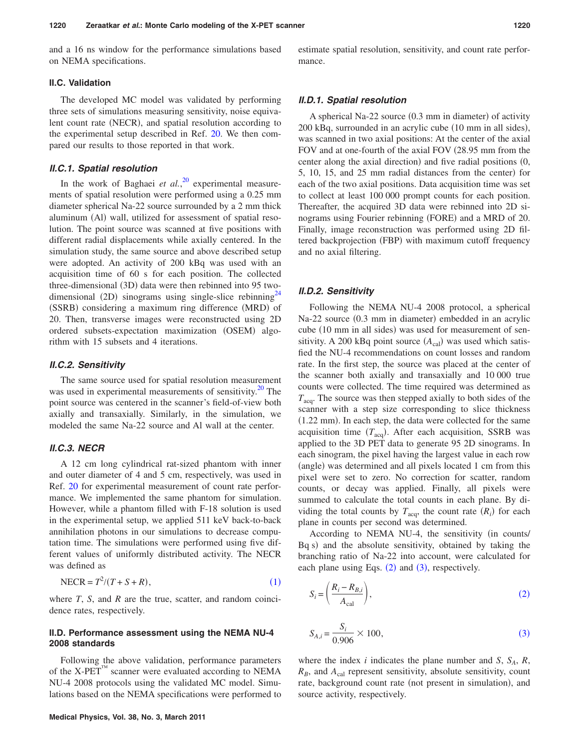and a 16 ns window for the performance simulations based on NEMA specifications.

### II.C. Validation

The developed MC model was validated by performing three sets of simulations measuring sensitivity, noise equivalent count rate (NECR), and spatial resolution according to the experimental setup described in Ref. 20. We then compared our results to those reported in that work.

#### *II.C.1. Spatial resolution*

In the work of Baghaei *et al.*,[20] experimental measurements of spatial resolution were performed using a 0.25 mm diameter spherical Na-22 source surrounded by a 2 mm thick aluminum (Al) wall, utilized for assessment of spatial resolution. The point source was scanned at five positions with different radial displacements while axially centered. In the simulation study, the same source and above described setup were adopted. An activity of 200 kBq was used with an acquisition time of 60 s for each position. The collected three-dimensional (3D) data were then rebinned into 95 two-dimensional (2D) sinograms using single-slice rebinning[24] (SSRB) considering a maximum ring difference (MRD) of 20. Then, transverse images were reconstructed using 2D ordered subsets-expectation maximization (OSEM) algorithm with 15 subsets and 4 iterations.

#### *II.C.2. Sensitivity*

The same source used for spatial resolution measurement was used in experimental measurements of sensitivity.[20] The point source was centered in the scanner's field-of-view both axially and transaxially. Similarly, in the simulation, we modeled the same Na-22 source and Al wall at the center.

#### *II.C.3. NECR*

A 12 cm long cylindrical rat-sized phantom with inner and outer diameter of 4 and 5 cm, respectively, was used in Ref. 20 for experimental measurement of count rate performance. We implemented the same phantom for simulation. However, while a phantom filled with F-18 solution is used in the experimental setup, we applied 511 keV back-to-back annihilation photons in our simulations to decrease computation time. The simulations were performed using five different values of uniformly distributed activity. The NECR was defined as

$$\text{NECR} = T^2/(T+S+R), \tag{1}$$

where $T$, $S$, and $R$ are the true, scatter, and random coincidence rates, respectively.

### II.D. Performance assessment using the NEMA NU-4 2008 standards

Following the above validation, performance parameters of the X-PET™ scanner were evaluated according to NEMA NU-4 2008 protocols using the validated MC model. Simulations based on the NEMA specifications were performed to estimate spatial resolution, sensitivity, and count rate performance.

#### *II.D.1. Spatial resolution*

A spherical Na-22 source (0.3 mm in diameter) of activity 200 kBq, surrounded in an acrylic cube (10 mm in all sides), was scanned in two axial positions: At the center of the axial FOV and at one-fourth of the axial FOV (28.95 mm from the center along the axial direction) and five radial positions (0, 5, 10, 15, and 25 mm radial distances from the center) for each of the two axial positions. Data acquisition time was set to collect at least 100 000 prompt counts for each position. Thereafter, the acquired 3D data were rebinned into 2D sinograms using Fourier rebinning (FORE) and a MRD of 20. Finally, image reconstruction was performed using 2D filtered backprojection (FBP) with maximum cutoff frequency and no axial filtering.

#### *II.D.2. Sensitivity*

Following the NEMA NU-4 2008 protocol, a spherical Na-22 source (0.3 mm in diameter) embedded in an acrylic cube (10 mm in all sides) was used for measurement of sensitivity. A 200 kBq point source ($A_{\text{cal}}$) was used which satisfied the NU-4 recommendations on count losses and random rate. In the first step, the source was placed at the center of the scanner both axially and transaxially and 10 000 true counts were collected. The time required was determined as $T_{\text{acq}}$. The source was then stepped axially to both sides of the scanner with a step size corresponding to slice thickness (1.22 mm). In each step, the data were collected for the same acquisition time ($T_{\text{acq}}$). After each acquisition, SSRB was applied to the 3D PET data to generate 95 2D sinograms. In each sinogram, the pixel having the largest value in each row (angle) was determined and all pixels located 1 cm from this pixel were set to zero. No correction for scatter, random counts, or decay was applied. Finally, all pixels were summed to calculate the total counts in each plane. By dividing the total counts by $T_{\text{acq}}$, the count rate ($R_i$) for each plane in counts per second was determined.

According to NEMA NU-4, the sensitivity (in counts/Bq s) and the absolute sensitivity, obtained by taking the branching ratio of Na-22 into account, were calculated for each plane using Eqs. (2) and (3), respectively.

$$S_i = \left(\frac{R_i - R_{B,i}}{A_{\text{cal}}}\right), \tag{2}$$

$$S_{A,i} = \frac{S_i}{0.906} \times 100, \tag{3}$$

where the index $i$ indicates the plane number and $S$, $S_A$, $R$, $R_B$, and $A_{\text{cal}}$ represent sensitivity, absolute sensitivity, count rate, background count rate (not present in simulation), and source activity, respectively.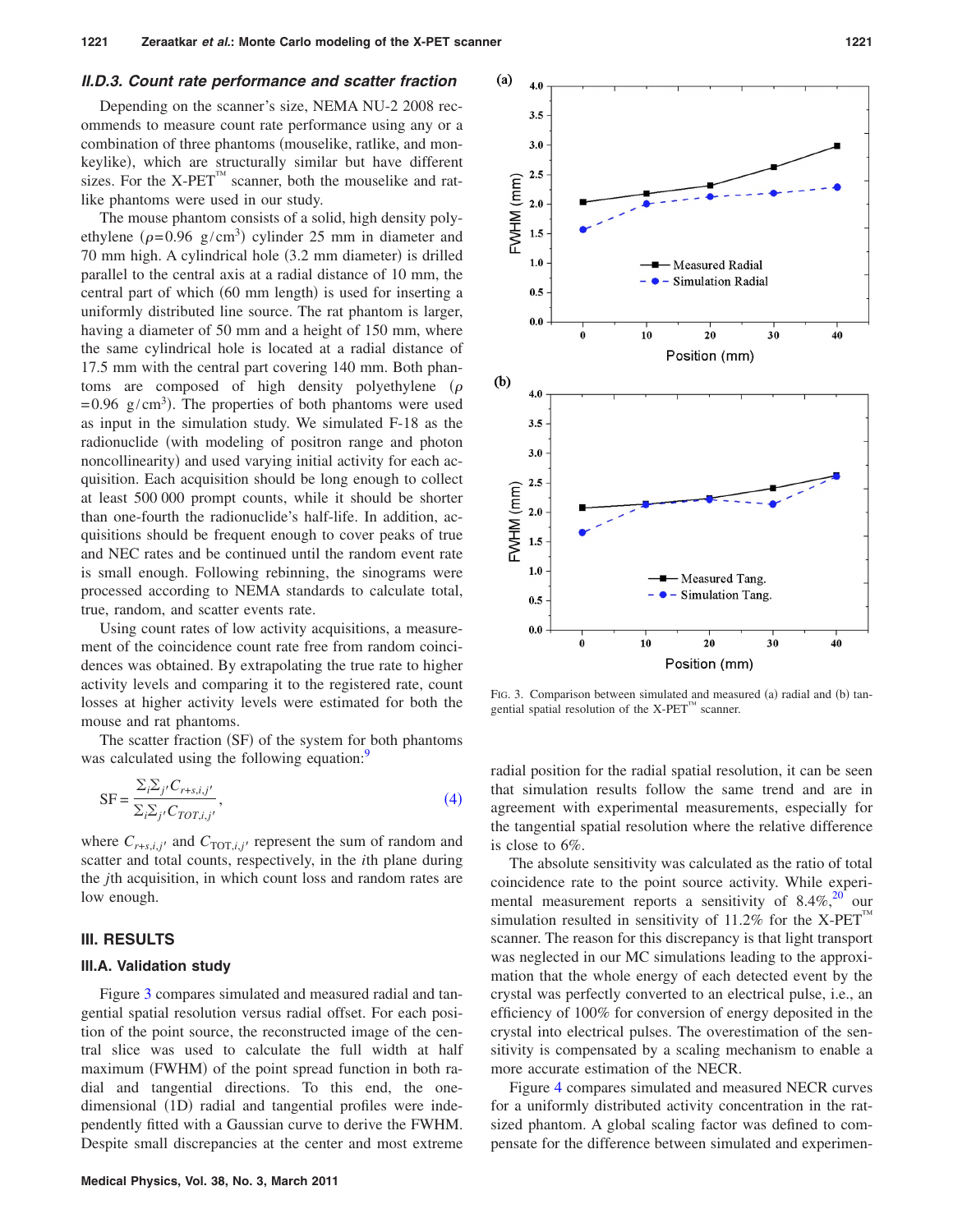### II.D.3. Count rate performance and scatter fraction

Depending on the scanner's size, NEMA NU-2 2008 recommends to measure count rate performance using any or a combination of three phantoms (mouselike, ratlike, and monkeylike), which are structurally similar but have different sizes. For the X-PET™ scanner, both the mouselike and ratlike phantoms were used in our study.

The mouse phantom consists of a solid, high density polyethylene ($\rho=0.96\ \text{g/cm}^3$) cylinder 25 mm in diameter and 70 mm high. A cylindrical hole (3.2 mm diameter) is drilled parallel to the central axis at a radial distance of 10 mm, the central part of which (60 mm length) is used for inserting a uniformly distributed line source. The rat phantom is larger, having a diameter of 50 mm and a height of 150 mm, where the same cylindrical hole is located at a radial distance of 17.5 mm with the central part covering 140 mm. Both phantoms are composed of high density polyethylene ($\rho=0.96\ \text{g/cm}^3$). The properties of both phantoms were used as input in the simulation study. We simulated F-18 as the radionuclide (with modeling of positron range and photon noncollinearity) and used varying initial activity for each acquisition. Each acquisition should be long enough to collect at least 500 000 prompt counts, while it should be shorter than one-fourth the radionuclide's half-life. In addition, acquisitions should be frequent enough to cover peaks of true and NEC rates and be continued until the random event rate is small enough. Following rebinning, the sinograms were processed according to NEMA standards to calculate total, true, random, and scatter events rate.

Using count rates of low activity acquisitions, a measurement of the coincidence count rate free from random coincidences was obtained. By extrapolating the true rate to higher activity levels and comparing it to the registered rate, count losses at higher activity levels were estimated for both the mouse and rat phantoms.

The scatter fraction (SF) of the system for both phantoms was calculated using the following equation:[9]

$$\mathrm{SF}=\frac{\Sigma_i \Sigma_{j'} C_{r+s,i,j'}}{\Sigma_i \Sigma_{j'} C_{TOT,i,j'}}, \tag{4}$$

where $C_{r+s,i,j'}$ and $C_{\mathrm{TOT},i,j'}$ represent the sum of random and scatter and total counts, respectively, in the $i$th plane during the $j$th acquisition, in which count loss and random rates are low enough.

## III. RESULTS

### III.A. Validation study

Figure 3 compares simulated and measured radial and tangential spatial resolution versus radial offset. For each position of the point source, the reconstructed image of the central slice was used to calculate the full width at half maximum (FWHM) of the point spread function in both radial and tangential directions. To this end, the one-dimensional (1D) radial and tangential profiles were independently fitted with a Gaussian curve to derive the FWHM. Despite small discrepancies at the center and most extreme radial position for the radial spatial resolution, it can be seen that simulation results follow the same trend and are in agreement with experimental measurements, especially for the tangential spatial resolution where the relative difference is close to 6%.

FIG. 3. Comparison between simulated and measured (a) radial and (b) tangential spatial resolution of the X-PET™ scanner.

The absolute sensitivity was calculated as the ratio of total coincidence rate to the point source activity. While experimental measurement reports a sensitivity of 8.4%,[20] our simulation resulted in sensitivity of 11.2% for the X-PET™ scanner. The reason for this discrepancy is that light transport was neglected in our MC simulations leading to the approximation that the whole energy of each detected event by the crystal was perfectly converted to an electrical pulse, i.e., an efficiency of 100% for conversion of energy deposited in the crystal into electrical pulses. The overestimation of the sensitivity is compensated by a scaling mechanism to enable a more accurate estimation of the NECR.

Figure 4 compares simulated and measured NECR curves for a uniformly distributed activity concentration in the rat-sized phantom. A global scaling factor was defined to compensate for the difference between simulated and experimen-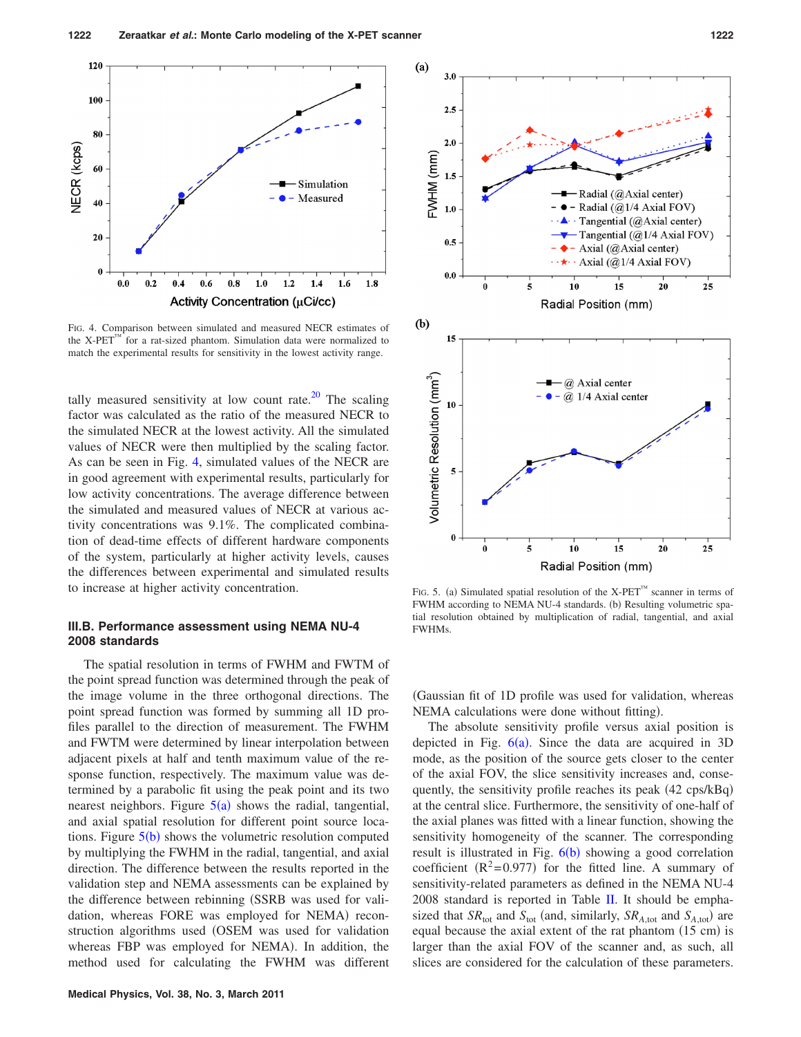FIG. 4. Comparison between simulated and measured NECR estimates of the X-PET™ for a rat-sized phantom. Simulation data were normalized to match the experimental results for sensitivity in the lowest activity range.

tally measured sensitivity at low count rate.[20] The scaling factor was calculated as the ratio of the measured NECR to the simulated NECR at the lowest activity. All the simulated values of NECR were then multiplied by the scaling factor. As can be seen in Fig. 4, simulated values of the NECR are in good agreement with experimental results, particularly for low activity concentrations. The average difference between the simulated and measured values of NECR at various activity concentrations was 9.1%. The complicated combination of dead-time effects of different hardware components of the system, particularly at higher activity levels, causes the differences between experimental and simulated results to increase at higher activity concentration.

### III.B. Performance assessment using NEMA NU-4 2008 standards

The spatial resolution in terms of FWHM and FWTM of the point spread function was determined through the peak of the image volume in the three orthogonal directions. The point spread function was formed by summing all 1D profiles parallel to the direction of measurement. The FWHM and FWTM were determined by linear interpolation between adjacent pixels at half and tenth maximum value of the response function, respectively. The maximum value was determined by a parabolic fit using the peak point and its two nearest neighbors. Figure 5(a) shows the radial, tangential, and axial spatial resolution for different point source locations. Figure 5(b) shows the volumetric resolution computed by multiplying the FWHM in the radial, tangential, and axial direction. The difference between the results reported in the validation step and NEMA assessments can be explained by the difference between rebinning (SSRB was used for validation, whereas FORE was employed for NEMA) reconstruction algorithms used (OSEM was used for validation whereas FBP was employed for NEMA). In addition, the method used for calculating the FWHM was different (Gaussian fit of 1D profile was used for validation, whereas NEMA calculations were done without fitting).

FIG. 5. (a) Simulated spatial resolution of the X-PET™ scanner in terms of FWHM according to NEMA NU-4 standards. (b) Resulting volumetric spatial resolution obtained by multiplication of radial, tangential, and axial FWHMs.

The absolute sensitivity profile versus axial position is depicted in Fig. 6(a). Since the data are acquired in 3D mode, as the position of the source gets closer to the center of the axial FOV, the slice sensitivity increases and, consequently, the sensitivity profile reaches its peak (42 cps/kBq) at the central slice. Furthermore, the sensitivity of one-half of the axial planes was fitted with a linear function, showing the sensitivity homogeneity of the scanner. The corresponding result is illustrated in Fig. 6(b) showing a good correlation coefficient ($R^2$=0.977) for the fitted line. A summary of sensitivity-related parameters as defined in the NEMA NU-4 2008 standard is reported in Table II. It should be emphasized that $SR_{tot}$ and $S_{tot}$ (and, similarly, $SR_{A,tot}$ and $S_{A,tot}$) are equal because the axial extent of the rat phantom (15 cm) is larger than the axial FOV of the scanner and, as such, all slices are considered for the calculation of these parameters.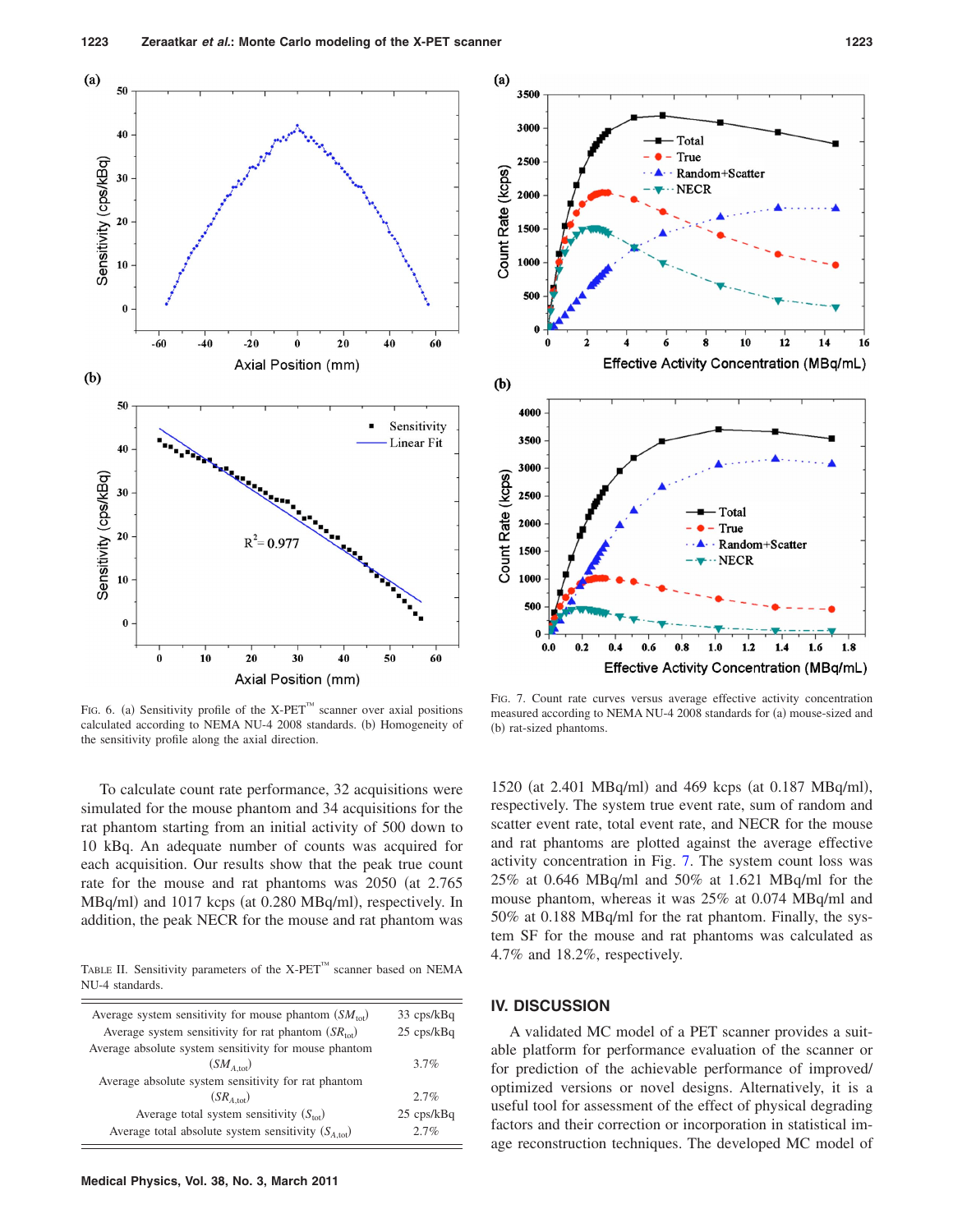FIG. 6. (a) Sensitivity profile of the X-PET™ scanner over axial positions calculated according to NEMA NU-4 2008 standards. (b) Homogeneity of the sensitivity profile along the axial direction.

FIG. 7. Count rate curves versus average effective activity concentration measured according to NEMA NU-4 2008 standards for (a) mouse-sized and (b) rat-sized phantoms.

To calculate count rate performance, 32 acquisitions were simulated for the mouse phantom and 34 acquisitions for the rat phantom starting from an initial activity of 500 down to 10 kBq. An adequate number of counts was acquired for each acquisition. Our results show that the peak true count rate for the mouse and rat phantoms was 2050 (at 2.765 MBq/ml) and 1017 kcps (at 0.280 MBq/ml), respectively. In addition, the peak NECR for the mouse and rat phantom was 1520 (at 2.401 MBq/ml) and 469 kcps (at 0.187 MBq/ml), respectively. The system true event rate, sum of random and scatter event rate, total event rate, and NECR for the mouse and rat phantoms are plotted against the average effective activity concentration in Fig. 7. The system count loss was 25% at 0.646 MBq/ml and 50% at 1.621 MBq/ml for the mouse phantom, whereas it was 25% at 0.074 MBq/ml and 50% at 0.188 MBq/ml for the rat phantom. Finally, the system SF for the mouse and rat phantoms was calculated as 4.7% and 18.2%, respectively.

TABLE II. Sensitivity parameters of the X-PET™ scanner based on NEMA NU-4 standards.

| Parameter | Value |
|---|---|
| Average system sensitivity for mouse phantom ($SM_{tot}$) | 33 cps/kBq |
| Average system sensitivity for rat phantom ($SR_{tot}$) | 25 cps/kBq |
| Average absolute system sensitivity for mouse phantom ($SM_{A,tot}$) | 3.7% |
| Average absolute system sensitivity for rat phantom ($SR_{A,tot}$) | 2.7% |
| Average total system sensitivity ($S_{tot}$) | 25 cps/kBq |
| Average total absolute system sensitivity ($S_{A,tot}$) | 2.7% |

## IV. DISCUSSION

A validated MC model of a PET scanner provides a suitable platform for performance evaluation of the scanner or for prediction of the achievable performance of improved/optimized versions or novel designs. Alternatively, it is a useful tool for assessment of the effect of physical degrading factors and their correction or incorporation in statistical image reconstruction techniques. The developed MC model of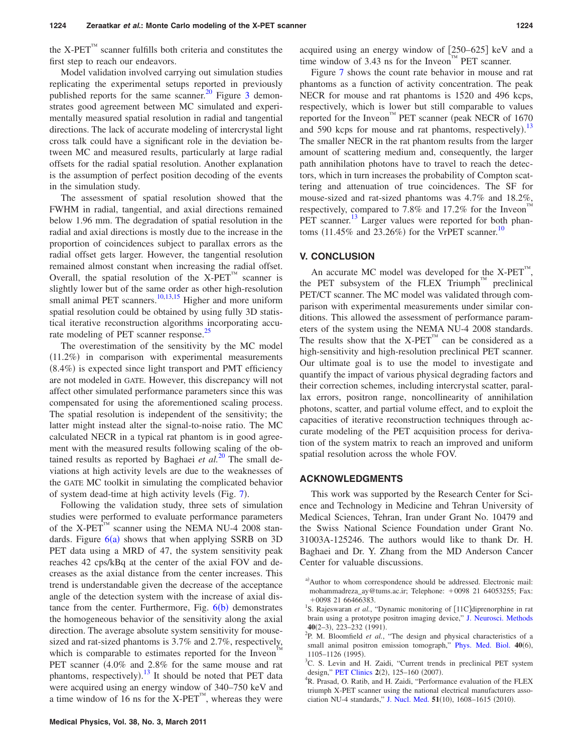the X-PET™ scanner fulfills both criteria and constitutes the first step to reach our endeavors.

Model validation involved carrying out simulation studies replicating the experimental setups reported in previously published reports for the same scanner.[20] Figure 3 demonstrates good agreement between MC simulated and experimentally measured spatial resolution in radial and tangential directions. The lack of accurate modeling of intercrystal light cross talk could have a significant role in the deviation between MC and measured results, particularly at large radial offsets for the radial spatial resolution. Another explanation is the assumption of perfect position decoding of the events in the simulation study.

The assessment of spatial resolution showed that the FWHM in radial, tangential, and axial directions remained below 1.96 mm. The degradation of spatial resolution in the radial and axial directions is mostly due to the increase in the proportion of coincidences subject to parallax errors as the radial offset gets larger. However, the tangential resolution remained almost constant when increasing the radial offset. Overall, the spatial resolution of the X-PET™ scanner is slightly lower but of the same order as other high-resolution small animal PET scanners.[10,13,15] Higher and more uniform spatial resolution could be obtained by using fully 3D statistical iterative reconstruction algorithms incorporating accurate modeling of PET scanner response.[25]

The overestimation of the sensitivity by the MC model (11.2%) in comparison with experimental measurements (8.4%) is expected since light transport and PMT efficiency are not modeled in GATE. However, this discrepancy will not affect other simulated performance parameters since this was compensated for using the aforementioned scaling process. The spatial resolution is independent of the sensitivity; the latter might instead alter the signal-to-noise ratio. The MC calculated NECR in a typical rat phantom is in good agreement with the measured results following scaling of the obtained results as reported by Baghaei *et al.*[20] The small deviations at high activity levels are due to the weaknesses of the GATE MC toolkit in simulating the complicated behavior of system dead-time at high activity levels (Fig. 7).

Following the validation study, three sets of simulation studies were performed to evaluate performance parameters of the X-PET™ scanner using the NEMA NU-4 2008 standards. Figure 6(a) shows that when applying SSRB on 3D PET data using a MRD of 47, the system sensitivity peak reaches 42 cps/kBq at the center of the axial FOV and decreases as the axial distance from the center increases. This trend is understandable given the decrease of the acceptance angle of the detection system with the increase of axial distance from the center. Furthermore, Fig. 6(b) demonstrates the homogeneous behavior of the sensitivity along the axial direction. The average absolute system sensitivity for mouse-sized and rat-sized phantoms is 3.7% and 2.7%, respectively, which is comparable to estimates reported for the Inveon™ PET scanner (4.0% and 2.8% for the same mouse and rat phantoms, respectively).[13] It should be noted that PET data were acquired using an energy window of 340–750 keV and a time window of 16 ns for the X-PET™, whereas they were acquired using an energy window of [250–625] keV and a time window of 3.43 ns for the Inveon™ PET scanner.

Figure 7 shows the count rate behavior in mouse and rat phantoms as a function of activity concentration. The peak NECR for mouse and rat phantoms is 1520 and 496 kcps, respectively, which is lower but still comparable to values reported for the Inveon™ PET scanner (peak NECR of 1670 and 590 kcps for mouse and rat phantoms, respectively).[13] The smaller NECR in the rat phantom results from the larger amount of scattering medium and, consequently, the larger path annihilation photons have to travel to reach the detectors, which in turn increases the probability of Compton scattering and attenuation of true coincidences. The SF for mouse-sized and rat-sized phantoms was 4.7% and 18.2%, respectively, compared to 7.8% and 17.2% for the Inveon™ PET scanner.[13] Larger values were reported for both phantoms (11.45% and 23.26%) for the VrPET scanner.[10]

## V. CONCLUSION

An accurate MC model was developed for the X-PET™, the PET subsystem of the FLEX Triumph™ preclinical PET/CT scanner. The MC model was validated through comparison with experimental measurements under similar conditions. This allowed the assessment of performance parameters of the system using the NEMA NU-4 2008 standards. The results show that the X-PET™ can be considered as a high-sensitivity and high-resolution preclinical PET scanner. Our ultimate goal is to use the model to investigate and quantify the impact of various physical degrading factors and their correction schemes, including intercrystal scatter, parallax errors, positron range, noncollinearity of annihilation photons, scatter, and partial volume effect, and to exploit the capacities of iterative reconstruction techniques through accurate modeling of the PET acquisition process for derivation of the system matrix to reach an improved and uniform spatial resolution across the whole FOV.

## ACKNOWLEDGMENTS

This work was supported by the Research Center for Science and Technology in Medicine and Tehran University of Medical Sciences, Tehran, Iran under Grant No. 10479 and the Swiss National Science Foundation under Grant No. 31003A-125246. The authors would like to thank Dr. H. Baghaei and Dr. Y. Zhang from the MD Anderson Cancer Center for valuable discussions.

[a]Author to whom correspondence should be addressed. Electronic mail: mohammadreza_ay@tums.ac.ir; Telephone: +0098 21 64053255; Fax: +0098 21 66466383.

[1]S. Rajeswaran *et al.*, "Dynamic monitoring of [11C]diprenorphine in rat brain using a prototype positron imaging device," J. Neurosci. Methods **40**(2–3), 223–232 (1991).

[2]P. M. Bloomfield *et al.*, "The design and physical characteristics of a small animal positron emission tomograph," Phys. Med. Biol. **40**(6), 1105–1126 (1995).

[3]C. S. Levin and H. Zaidi, "Current trends in preclinical PET system design," PET Clinics **2**(2), 125–160 (2007).

[4]R. Prasad, O. Ratib, and H. Zaidi, "Performance evaluation of the FLEX triumph X-PET scanner using the national electrical manufacturers association NU-4 standards," J. Nucl. Med. **51**(10), 1608–1615 (2010).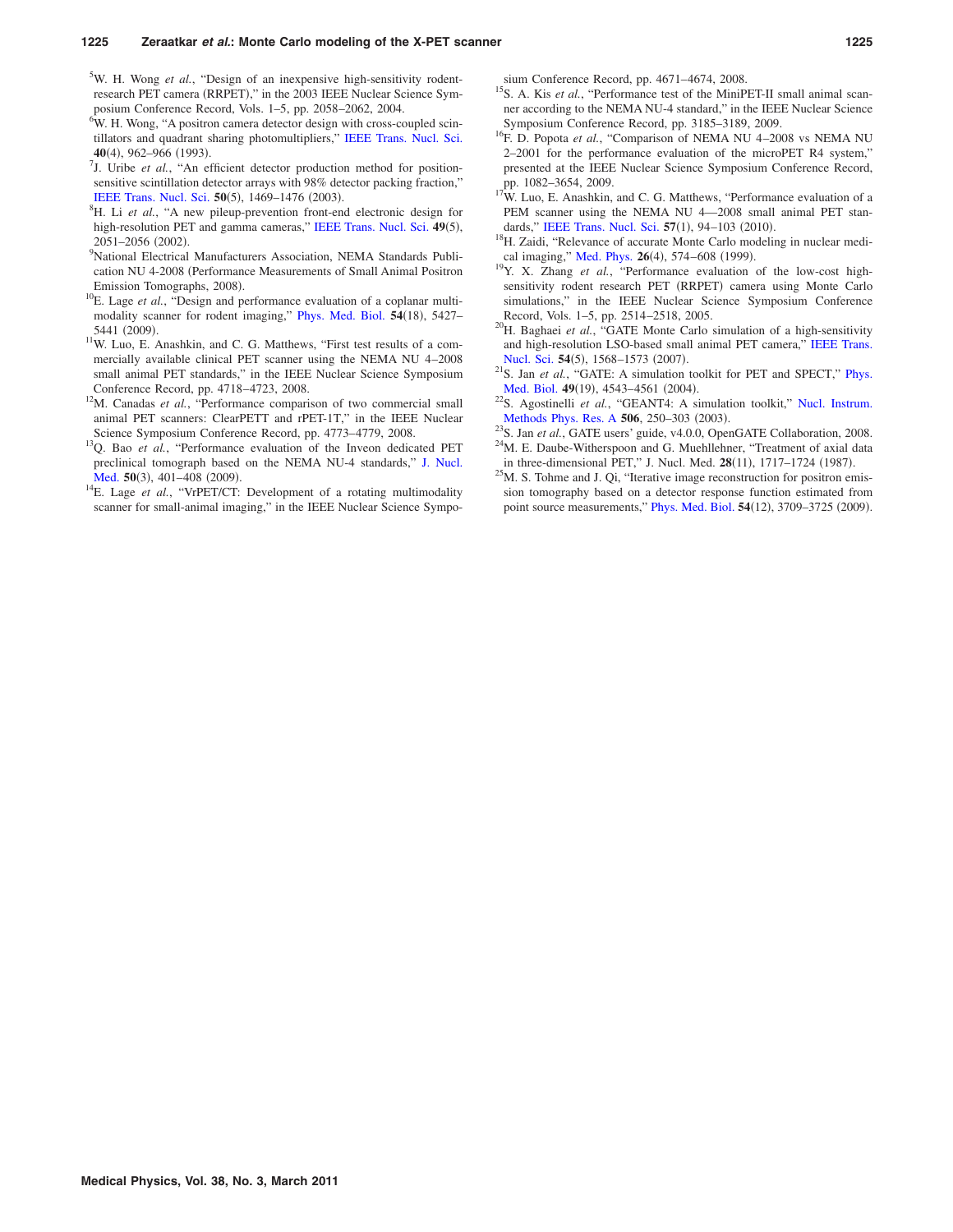[5]W. H. Wong *et al.*, "Design of an inexpensive high-sensitivity rodent-research PET camera (RRPET)," in the 2003 IEEE Nuclear Science Symposium Conference Record, Vols. 1–5, pp. 2058–2062, 2004.

[6]W. H. Wong, "A positron camera detector design with cross-coupled scintillators and quadrant sharing photomultipliers," IEEE Trans. Nucl. Sci. **40**(4), 962–966 (1993).

[7]J. Uribe *et al.*, "An efficient detector production method for position-sensitive scintillation detector arrays with 98% detector packing fraction," IEEE Trans. Nucl. Sci. **50**(5), 1469–1476 (2003).

[8]H. Li *et al.*, "A new pileup-prevention front-end electronic design for high-resolution PET and gamma cameras," IEEE Trans. Nucl. Sci. **49**(5), 2051–2056 (2002).

[9]National Electrical Manufacturers Association, NEMA Standards Publication NU 4-2008 (Performance Measurements of Small Animal Positron Emission Tomographs, 2008).

[10]E. Lage *et al.*, "Design and performance evaluation of a coplanar multimodality scanner for rodent imaging," Phys. Med. Biol. **54**(18), 5427–5441 (2009).

[11]W. Luo, E. Anashkin, and C. G. Matthews, "First test results of a commercially available clinical PET scanner using the NEMA NU 4–2008 small animal PET standards," in the IEEE Nuclear Science Symposium Conference Record, pp. 4718–4723, 2008.

[12]M. Canadas *et al.*, "Performance comparison of two commercial small animal PET scanners: ClearPETT and rPET-1T," in the IEEE Nuclear Science Symposium Conference Record, pp. 4773–4779, 2008.

[13]Q. Bao *et al.*, "Performance evaluation of the Inveon dedicated PET preclinical tomograph based on the NEMA NU-4 standards," J. Nucl. Med. **50**(3), 401–408 (2009).

[14]E. Lage *et al.*, "VrPET/CT: Development of a rotating multimodality scanner for small-animal imaging," in the IEEE Nuclear Science Symposium Conference Record, pp. 4671–4674, 2008.

[15]S. A. Kis *et al.*, "Performance test of the MiniPET-II small animal scanner according to the NEMA NU-4 standard," in the IEEE Nuclear Science Symposium Conference Record, pp. 3185–3189, 2009.

[16]F. D. Popota *et al.*, "Comparison of NEMA NU 4–2008 vs NEMA NU 2–2001 for the performance evaluation of the microPET R4 system," presented at the IEEE Nuclear Science Symposium Conference Record, pp. 1082–3654, 2009.

[17]W. Luo, E. Anashkin, and C. G. Matthews, "Performance evaluation of a PEM scanner using the NEMA NU 4—2008 small animal PET standards," IEEE Trans. Nucl. Sci. **57**(1), 94–103 (2010).

[18]H. Zaidi, "Relevance of accurate Monte Carlo modeling in nuclear medical imaging," Med. Phys. **26**(4), 574–608 (1999).

[19]Y. X. Zhang *et al.*, "Performance evaluation of the low-cost high-sensitivity rodent research PET (RRPET) camera using Monte Carlo simulations," in the IEEE Nuclear Science Symposium Conference Record, Vols. 1–5, pp. 2514–2518, 2005.

[20]H. Baghaei *et al.*, "GATE Monte Carlo simulation of a high-sensitivity and high-resolution LSO-based small animal PET camera," IEEE Trans. Nucl. Sci. **54**(5), 1568–1573 (2007).

[21]S. Jan *et al.*, "GATE: A simulation toolkit for PET and SPECT," Phys. Med. Biol. **49**(19), 4543–4561 (2004).

[22]S. Agostinelli *et al.*, "GEANT4: A simulation toolkit," Nucl. Instrum. Methods Phys. Res. A **506**, 250–303 (2003).

[23]S. Jan *et al.*, GATE users' guide, v4.0.0, OpenGATE Collaboration, 2008.

[24]M. E. Daube-Witherspoon and G. Muehllehner, "Treatment of axial data in three-dimensional PET," J. Nucl. Med. **28**(11), 1717–1724 (1987).

[25]M. S. Tohme and J. Qi, "Iterative image reconstruction for positron emission tomography based on a detector response function estimated from point source measurements," Phys. Med. Biol. **54**(12), 3709–3725 (2009).